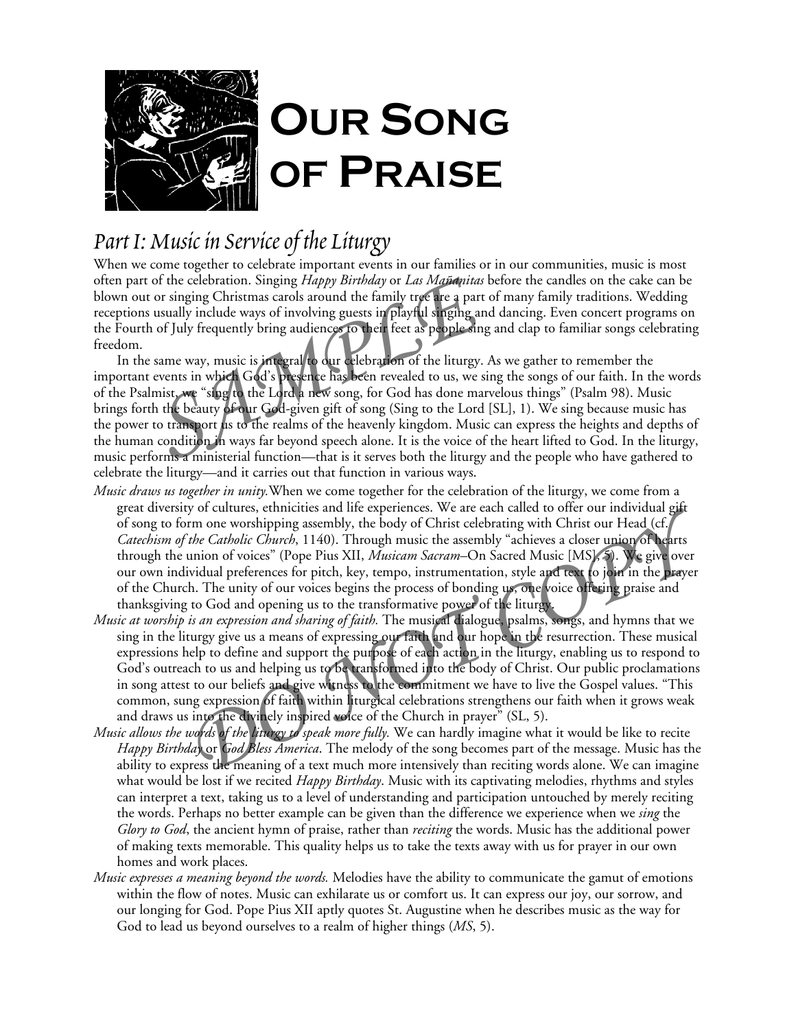# Our Song of Praise

## Part I: Music in Service of the Liturgy

When we come together to celebrate important events in our families or in our communities, music is most often part of the celebration. Singing *Happy Birthday* or *Las Mañanitas* before the candles on the cake can be blown out or singing Christmas carols around the family tree are a part of many family traditions. Wedding receptions usually include ways of involving guests in playful singing and dancing. Even concert programs on the Fourth of July frequently bring audiences to their feet as people sing and clap to familiar songs celebrating freedom.

In the same way, music is integral to our celebration of the liturgy. As we gather to remember the important events in which God's presence has been revealed to us, we sing the songs of our faith. In the words of the Psalmist, we "sing to the Lord a new song, for God has done marvelous things" (Psalm 98). Music brings forth the beauty of our God-given gift of song (Sing to the Lord [SL], 1). We sing because music has the power to transport us to the realms of the heavenly kingdom. Music can express the heights and depths of the human condition in ways far beyond speech alone. It is the voice of the heart lifted to God. In the liturgy, music performs a ministerial function—that is it serves both the liturgy and the people who have gathered to celebrate the liturgy—and it carries out that function in various ways.

*Music draws us together in unity.* When we come together for the celebration of the liturgy, we come from a great diversity of cultures, ethnicities and life experiences. We are each called to offer our individual gift of song to form one worshipping assembly, the body of Christ celebrating with Christ our Head (cf. *Catechism of the Catholic Church*, 1140). Through music the assembly "achieves a closer union of hearts through the union of voices" (Pope Pius XII, *Musicam Sacram*–On Sacred Music [MS], 5). We give over our own individual preferences for pitch, key, tempo, instrumentation, style and text to join in the prayer of the Church. The unity of our voices begins the process of bonding us, one voice offering praise and thanksgiving to God and opening us to the transformative power of the liturgy.

*Music at worship is an expression and sharing of faith.* The musical dialogue, psalms, songs, and hymns that we sing in the liturgy give us a means of expressing our faith and our hope in the resurrection. These musical expressions help to define and support the purpose of each action in the liturgy, enabling us to respond to God's outreach to us and helping us to be transformed into the body of Christ. Our public proclamations in song attest to our beliefs and give witness to the commitment we have to live the Gospel values. "This common, sung expression of faith within liturgical celebrations strengthens our faith when it grows weak and draws us into the divinely inspired voice of the Church in prayer" (SL, 5).

*Music allows the words of the liturgy to speak more fully.* We can hardly imagine what it would be like to recite *Happy Birthday* or *God Bless America*. The melody of the song becomes part of the message. Music has the ability to express the meaning of a text much more intensively than reciting words alone. We can imagine what would be lost if we recited *Happy Birthday*. Music with its captivating melodies, rhythms and styles can interpret a text, taking us to a level of understanding and participation untouched by merely reciting the words. Perhaps no better example can be given than the difference we experience when we *sing* the *Glory to God*, the ancient hymn of praise, rather than *reciting* the words. Music has the additional power of making texts memorable. This quality helps us to take the texts away with us for prayer in our own homes and work places.

*Music expresses a meaning beyond the words.* Melodies have the ability to communicate the gamut of emotions within the flow of notes. Music can exhilarate us or comfort us. It can express our joy, our sorrow, and our longing for God. Pope Pius XII aptly quotes St. Augustine when he describes music as the way for God to lead us beyond ourselves to a realm of higher things (*MS*, 5).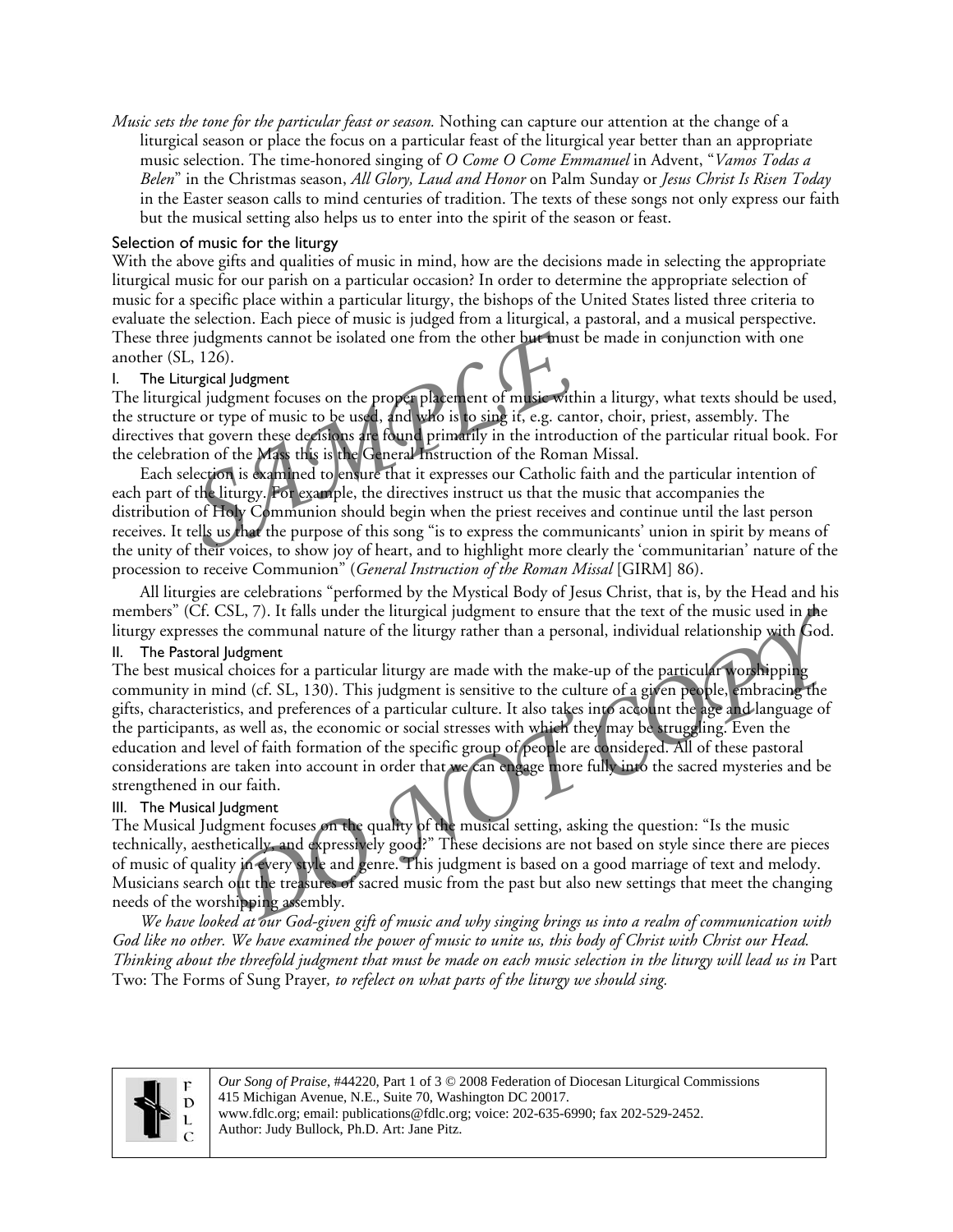*Music sets the tone for the particular feast or season.* Nothing can capture our attention at the change of a liturgical season or place the focus on a particular feast of the liturgical year better than an appropriate music selection. The time-honored singing of *O Come O Come Emmanuel* in Advent, "*Vamos Todas a Belen*" in the Christmas season, *All Glory, Laud and Honor* on Palm Sunday or *Jesus Christ Is Risen Today* in the Easter season calls to mind centuries of tradition. The texts of these songs not only express our faith but the musical setting also helps us to enter into the spirit of the season or feast.

## Selection of music for the liturgy

With the above gifts and qualities of music in mind, how are the decisions made in selecting the appropriate liturgical music for our parish on a particular occasion? In order to determine the appropriate selection of music for a specific place within a particular liturgy, the bishops of the United States listed three criteria to evaluate the selection. Each piece of music is judged from a liturgical, a pastoral, and a musical perspective. These three judgments cannot be isolated one from the other but must be made in conjunction with one another (SL, 126).

### I. The Liturgical Judgment

The liturgical judgment focuses on the proper placement of music within a liturgy, what texts should be used, the structure or type of music to be used, and who is to sing it, e.g. cantor, choir, priest, assembly. The directives that govern these decisions are found primarily in the introduction of the particular ritual book. For the celebration of the Mass this is the General Instruction of the Roman Missal.

Each selection is examined to ensure that it expresses our Catholic faith and the particular intention of each part of the liturgy. For example, the directives instruct us that the music that accompanies the distribution of Holy Communion should begin when the priest receives and continue until the last person receives. It tells us that the purpose of this song "is to express the communicants' union in spirit by means of the unity of their voices, to show joy of heart, and to highlight more clearly the 'communitarian' nature of the procession to receive Communion" (*General Instruction of the Roman Missal* [GIRM] 86).

All liturgies are celebrations "performed by the Mystical Body of Jesus Christ, that is, by the Head and his members" (Cf. CSL, 7). It falls under the liturgical judgment to ensure that the text of the music used in the liturgy expresses the communal nature of the liturgy rather than a personal, individual relationship with God.

### II. The Pastoral Judgment

The best musical choices for a particular liturgy are made with the make-up of the particular worshipping community in mind (cf. SL, 130). This judgment is sensitive to the culture of a given people, embracing the gifts, characteristics, and preferences of a particular culture. It also takes into account the age and language of the participants, as well as, the economic or social stresses with which they may be struggling. Even the education and level of faith formation of the specific group of people are considered. All of these pastoral considerations are taken into account in order that we can engage more fully into the sacred mysteries and be strengthened in our faith.

### III. The Musical Judgment

The Musical Judgment focuses on the quality of the musical setting, asking the question: "Is the music technically, aesthetically, and expressively good?" These decisions are not based on style since there are pieces of music of quality in every style and genre. This judgment is based on a good marriage of text and melody. Musicians search out the treasures of sacred music from the past but also new settings that meet the changing needs of the worshipping assembly.

*We have looked at our God-given gift of music and why singing brings us into a realm of communication with God like no other. We have examined the power of music to unite us, this body of Christ with Christ our Head. Thinking about the threefold judgment that must be made on each music selection in the liturgy will lead us in* Part Two: The Forms of Sung Prayer*, to refelect on what parts of the liturgy we should sing.*

*Our Song of Praise*, #44220, Part 1 of 3 © 2008 Federation of Diocesan Liturgical Commissions
415 Michigan Avenue, N.E., Suite 70, Washington DC 20017.
www.fdlc.org; email: publications@fdlc.org; voice: 202-635-6990; fax 202-529-2452.
Author: Judy Bullock, Ph.D. Art: Jane Pitz.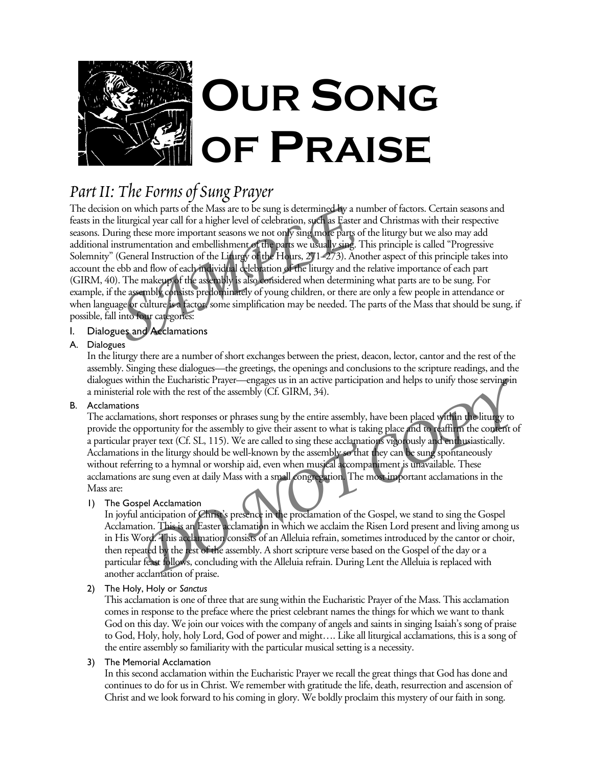# Our Song of Praise

## *Part II: The Forms of Sung Prayer*

The decision on which parts of the Mass are to be sung is determined by a number of factors. Certain seasons and feasts in the liturgical year call for a higher level of celebration, such as Easter and Christmas with their respective seasons. During these more important seasons we not only sing more parts of the liturgy but we also may add additional instrumentation and embellishment of the parts we usually sing. This principle is called "Progressive Solemnity" (General Instruction of the Liturgy of the Hours, 271–273). Another aspect of this principle takes into account the ebb and flow of each individual celebration of the liturgy and the relative importance of each part (GIRM, 40). The makeup of the assembly is also considered when determining what parts are to be sung. For example, if the assembly consists predominately of young children, or there are only a few people in attendance or when language or culture is a factor, some simplification may be needed. The parts of the Mass that should be sung, if possible, fall into four categories:

I. Dialogues and Acclamations

A. Dialogues

In the liturgy there are a number of short exchanges between the priest, deacon, lector, cantor and the rest of the assembly. Singing these dialogues—the greetings, the openings and conclusions to the scripture readings, and the dialogues within the Eucharistic Prayer—engages us in an active participation and helps to unify those serving in a ministerial role with the rest of the assembly (Cf. GIRM, 34).

B. Acclamations

The acclamations, short responses or phrases sung by the entire assembly, have been placed within the liturgy to provide the opportunity for the assembly to give their assent to what is taking place and to reaffirm the content of a particular prayer text (Cf. SL, 115). We are called to sing these acclamations vigorously and enthusiastically. Acclamations in the liturgy should be well-known by the assembly so that they can be sung spontaneously without referring to a hymnal or worship aid, even when musical accompaniment is unavailable. These acclamations are sung even at daily Mass with a small congregation. The most important acclamations in the Mass are:

1) The Gospel Acclamation

In joyful anticipation of Christ's presence in the proclamation of the Gospel, we stand to sing the Gospel Acclamation. This is an Easter acclamation in which we acclaim the Risen Lord present and living among us in His Word. This acclamation consists of an Alleluia refrain, sometimes introduced by the cantor or choir, then repeated by the rest of the assembly. A short scripture verse based on the Gospel of the day or a particular feast follows, concluding with the Alleluia refrain. During Lent the Alleluia is replaced with another acclamation of praise.

2) The Holy, Holy or *Sanctus*

This acclamation is one of three that are sung within the Eucharistic Prayer of the Mass. This acclamation comes in response to the preface where the priest celebrant names the things for which we want to thank God on this day. We join our voices with the company of angels and saints in singing Isaiah's song of praise to God, Holy, holy, holy Lord, God of power and might…. Like all liturgical acclamations, this is a song of the entire assembly so familiarity with the particular musical setting is a necessity.

3) The Memorial Acclamation

In this second acclamation within the Eucharistic Prayer we recall the great things that God has done and continues to do for us in Christ. We remember with gratitude the life, death, resurrection and ascension of Christ and we look forward to his coming in glory. We boldly proclaim this mystery of our faith in song.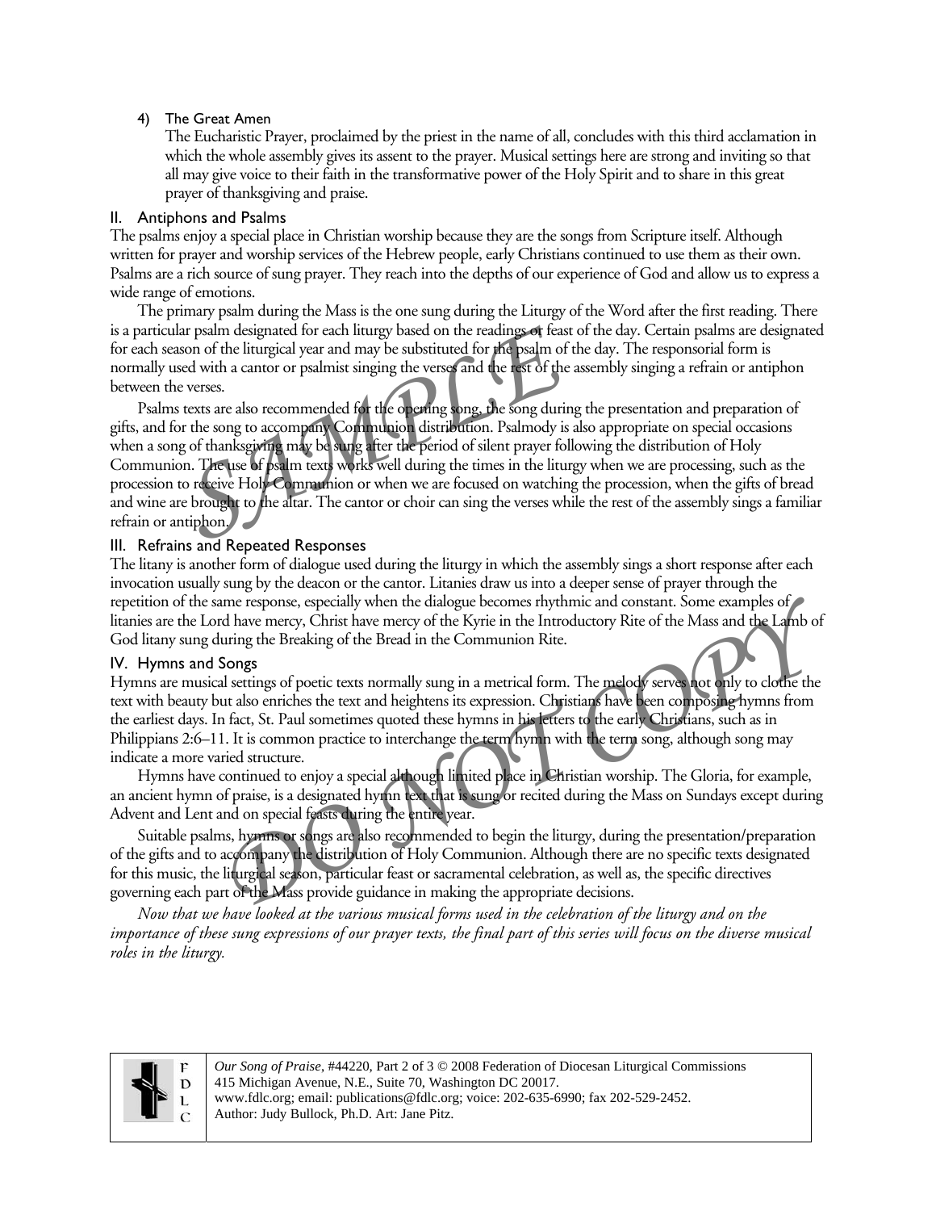4) The Great Amen

   The Eucharistic Prayer, proclaimed by the priest in the name of all, concludes with this third acclamation in which the whole assembly gives its assent to the prayer. Musical settings here are strong and inviting so that all may give voice to their faith in the transformative power of the Holy Spirit and to share in this great prayer of thanksgiving and praise.

## II. Antiphons and Psalms

The psalms enjoy a special place in Christian worship because they are the songs from Scripture itself. Although written for prayer and worship services of the Hebrew people, early Christians continued to use them as their own. Psalms are a rich source of sung prayer. They reach into the depths of our experience of God and allow us to express a wide range of emotions.

The primary psalm during the Mass is the one sung during the Liturgy of the Word after the first reading. There is a particular psalm designated for each liturgy based on the readings or feast of the day. Certain psalms are designated for each season of the liturgical year and may be substituted for the psalm of the day. The responsorial form is normally used with a cantor or psalmist singing the verses and the rest of the assembly singing a refrain or antiphon between the verses.

Psalms texts are also recommended for the opening song, the song during the presentation and preparation of gifts, and for the song to accompany Communion distribution. Psalmody is also appropriate on special occasions when a song of thanksgiving may be sung after the period of silent prayer following the distribution of Holy Communion. The use of psalm texts works well during the times in the liturgy when we are processing, such as the procession to receive Holy Communion or when we are focused on watching the procession, when the gifts of bread and wine are brought to the altar. The cantor or choir can sing the verses while the rest of the assembly sings a familiar refrain or antiphon.

## III. Refrains and Repeated Responses

The litany is another form of dialogue used during the liturgy in which the assembly sings a short response after each invocation usually sung by the deacon or the cantor. Litanies draw us into a deeper sense of prayer through the repetition of the same response, especially when the dialogue becomes rhythmic and constant. Some examples of litanies are the Lord have mercy, Christ have mercy of the Kyrie in the Introductory Rite of the Mass and the Lamb of God litany sung during the Breaking of the Bread in the Communion Rite.

## IV. Hymns and Songs

Hymns are musical settings of poetic texts normally sung in a metrical form. The melody serves not only to clothe the text with beauty but also enriches the text and heightens its expression. Christians have been composing hymns from the earliest days. In fact, St. Paul sometimes quoted these hymns in his letters to the early Christians, such as in Philippians 2:6–11. It is common practice to interchange the term hymn with the term song, although song may indicate a more varied structure.

Hymns have continued to enjoy a special although limited place in Christian worship. The Gloria, for example, an ancient hymn of praise, is a designated hymn text that is sung or recited during the Mass on Sundays except during Advent and Lent and on special feasts during the entire year.

Suitable psalms, hymns or songs are also recommended to begin the liturgy, during the presentation/preparation of the gifts and to accompany the distribution of Holy Communion. Although there are no specific texts designated for this music, the liturgical season, particular feast or sacramental celebration, as well as, the specific directives governing each part of the Mass provide guidance in making the appropriate decisions.

*Now that we have looked at the various musical forms used in the celebration of the liturgy and on the importance of these sung expressions of our prayer texts, the final part of this series will focus on the diverse musical roles in the liturgy.*

*Our Song of Praise*, #44220, Part 2 of 3 © 2008 Federation of Diocesan Liturgical Commissions
415 Michigan Avenue, N.E., Suite 70, Washington DC 20017.
www.fdlc.org; email: publications@fdlc.org; voice: 202-635-6990; fax 202-529-2452.
Author: Judy Bullock, Ph.D. Art: Jane Pitz.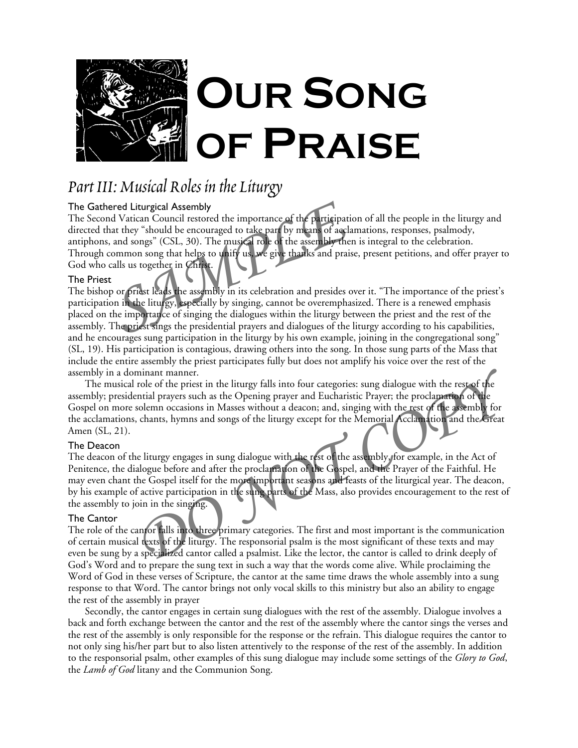# Our Song of Praise

## *Part III: Musical Roles in the Liturgy*

### The Gathered Liturgical Assembly

The Second Vatican Council restored the importance of the participation of all the people in the liturgy and directed that they "should be encouraged to take part by means of acclamations, responses, psalmody, antiphons, and songs" (CSL, 30). The musical role of the assembly then is integral to the celebration. Through common song that helps to unify us, we give thanks and praise, present petitions, and offer prayer to God who calls us together in Christ.

### The Priest

The bishop or priest leads the assembly in its celebration and presides over it. "The importance of the priest's participation in the liturgy, especially by singing, cannot be overemphasized. There is a renewed emphasis placed on the importance of singing the dialogues within the liturgy between the priest and the rest of the assembly. The priest sings the presidential prayers and dialogues of the liturgy according to his capabilities, and he encourages sung participation in the liturgy by his own example, joining in the congregational song" (SL, 19). His participation is contagious, drawing others into the song. In those sung parts of the Mass that include the entire assembly the priest participates fully but does not amplify his voice over the rest of the assembly in a dominant manner.

The musical role of the priest in the liturgy falls into four categories: sung dialogue with the rest of the assembly; presidential prayers such as the Opening prayer and Eucharistic Prayer; the proclamation of the Gospel on more solemn occasions in Masses without a deacon; and, singing with the rest of the assembly for the acclamations, chants, hymns and songs of the liturgy except for the Memorial Acclamation and the Great Amen (SL, 21).

### The Deacon

The deacon of the liturgy engages in sung dialogue with the rest of the assembly, for example, in the Act of Penitence, the dialogue before and after the proclamation of the Gospel, and the Prayer of the Faithful. He may even chant the Gospel itself for the more important seasons and feasts of the liturgical year. The deacon, by his example of active participation in the sung parts of the Mass, also provides encouragement to the rest of the assembly to join in the singing.

### The Cantor

The role of the cantor falls into three primary categories. The first and most important is the communication of certain musical texts of the liturgy. The responsorial psalm is the most significant of these texts and may even be sung by a specialized cantor called a psalmist. Like the lector, the cantor is called to drink deeply of God's Word and to prepare the sung text in such a way that the words come alive. While proclaiming the Word of God in these verses of Scripture, the cantor at the same time draws the whole assembly into a sung response to that Word. The cantor brings not only vocal skills to this ministry but also an ability to engage the rest of the assembly in prayer

Secondly, the cantor engages in certain sung dialogues with the rest of the assembly. Dialogue involves a back and forth exchange between the cantor and the rest of the assembly where the cantor sings the verses and the rest of the assembly is only responsible for the response or the refrain. This dialogue requires the cantor to not only sing his/her part but to also listen attentively to the response of the rest of the assembly. In addition to the responsorial psalm, other examples of this sung dialogue may include some settings of the *Glory to God*, the *Lamb of God* litany and the Communion Song.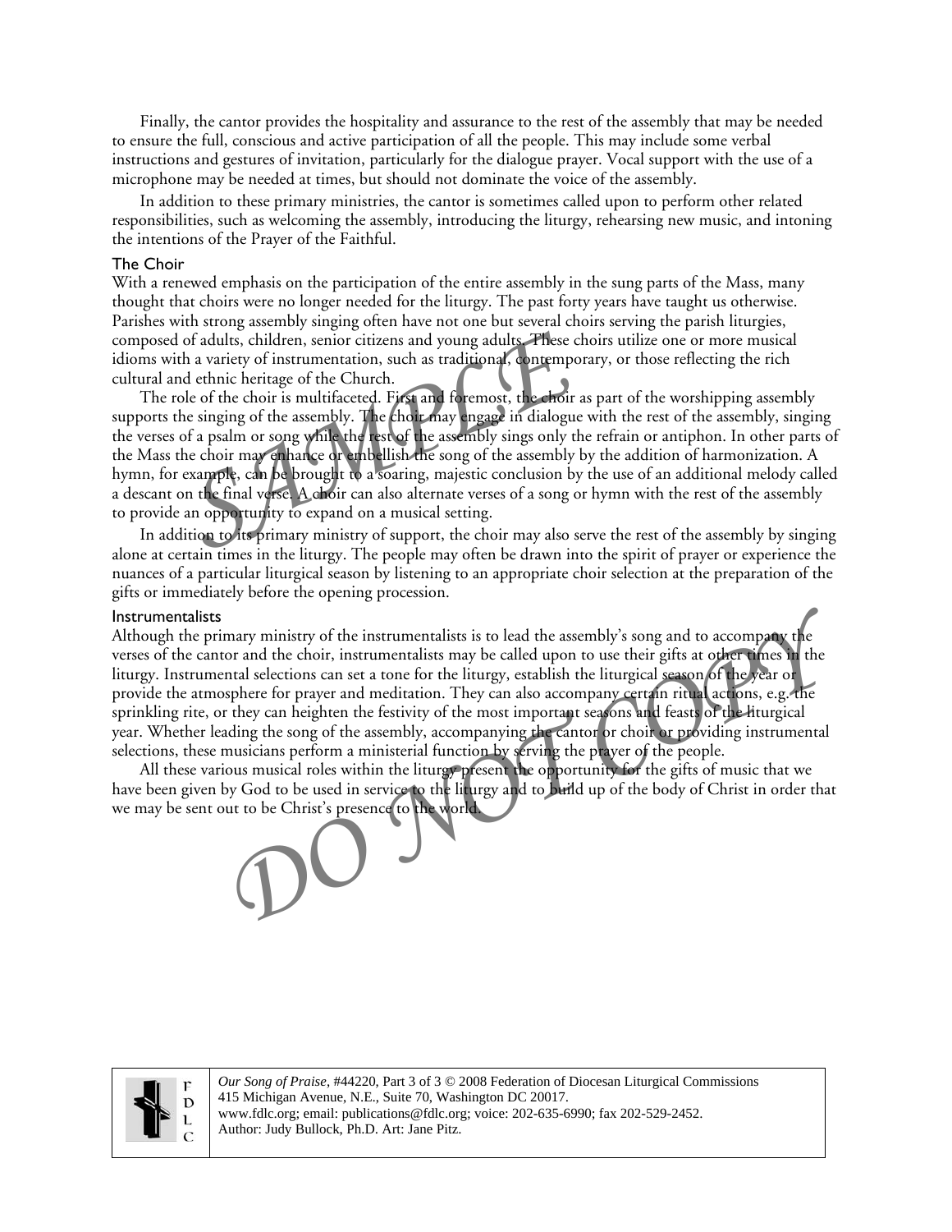Finally, the cantor provides the hospitality and assurance to the rest of the assembly that may be needed to ensure the full, conscious and active participation of all the people. This may include some verbal instructions and gestures of invitation, particularly for the dialogue prayer. Vocal support with the use of a microphone may be needed at times, but should not dominate the voice of the assembly.

In addition to these primary ministries, the cantor is sometimes called upon to perform other related responsibilities, such as welcoming the assembly, introducing the liturgy, rehearsing new music, and intoning the intentions of the Prayer of the Faithful.

### The Choir

With a renewed emphasis on the participation of the entire assembly in the sung parts of the Mass, many thought that choirs were no longer needed for the liturgy. The past forty years have taught us otherwise. Parishes with strong assembly singing often have not one but several choirs serving the parish liturgies, composed of adults, children, senior citizens and young adults. These choirs utilize one or more musical idioms with a variety of instrumentation, such as traditional, contemporary, or those reflecting the rich cultural and ethnic heritage of the Church.

The role of the choir is multifaceted. First and foremost, the choir as part of the worshipping assembly supports the singing of the assembly. The choir may engage in dialogue with the rest of the assembly, singing the verses of a psalm or song while the rest of the assembly sings only the refrain or antiphon. In other parts of the Mass the choir may enhance or embellish the song of the assembly by the addition of harmonization. A hymn, for example, can be brought to a soaring, majestic conclusion by the use of an additional melody called a descant on the final verse. A choir can also alternate verses of a song or hymn with the rest of the assembly to provide an opportunity to expand on a musical setting.

In addition to its primary ministry of support, the choir may also serve the rest of the assembly by singing alone at certain times in the liturgy. The people may often be drawn into the spirit of prayer or experience the nuances of a particular liturgical season by listening to an appropriate choir selection at the preparation of the gifts or immediately before the opening procession.

### Instrumentalists

Although the primary ministry of the instrumentalists is to lead the assembly's song and to accompany the verses of the cantor and the choir, instrumentalists may be called upon to use their gifts at other times in the liturgy. Instrumental selections can set a tone for the liturgy, establish the liturgical season of the year or provide the atmosphere for prayer and meditation. They can also accompany certain ritual actions, e.g. the sprinkling rite, or they can heighten the festivity of the most important seasons and feasts of the liturgical year. Whether leading the song of the assembly, accompanying the cantor or choir or providing instrumental selections, these musicians perform a ministerial function by serving the prayer of the people.

All these various musical roles within the liturgy present the opportunity for the gifts of music that we have been given by God to be used in service to the liturgy and to build up of the body of Christ in order that we may be sent out to be Christ's presence to the world.

*Our Song of Praise*, #44220, Part 3 of 3 © 2008 Federation of Diocesan Liturgical Commissions
415 Michigan Avenue, N.E., Suite 70, Washington DC 20017.
www.fdlc.org; email: publications@fdlc.org; voice: 202-635-6990; fax 202-529-2452.
Author: Judy Bullock, Ph.D. Art: Jane Pitz.